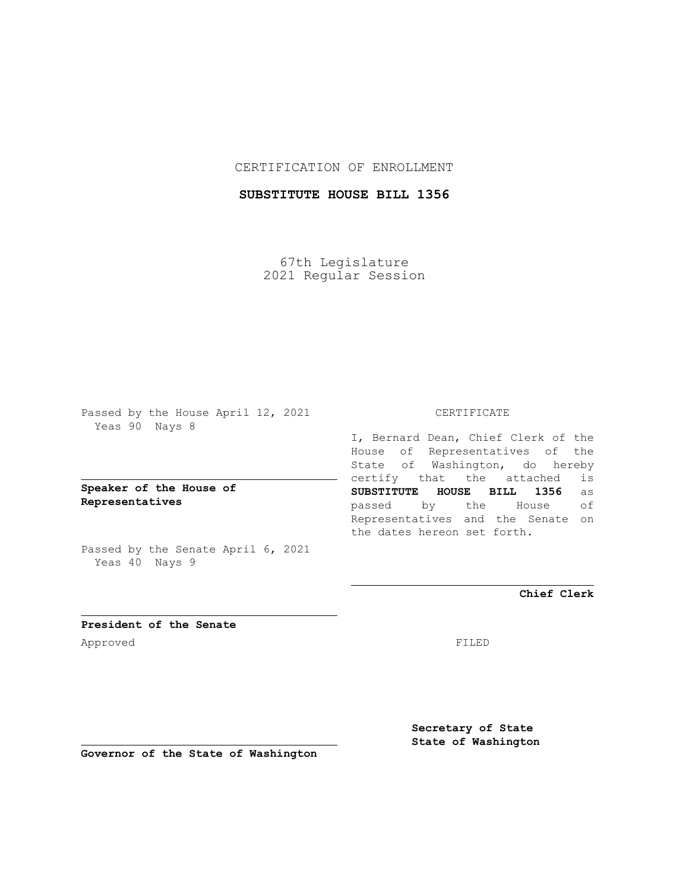CERTIFICATION OF ENROLLMENT

**SUBSTITUTE HOUSE BILL 1356**

67th Legislature
2021 Regular Session

Passed by the House April 12, 2021
Yeas 90 Nays 8

**Speaker of the House of Representatives**

Passed by the Senate April 6, 2021
Yeas 40 Nays 9

**President of the Senate**

Approved

**Governor of the State of Washington**

CERTIFICATE

I, Bernard Dean, Chief Clerk of the House of Representatives of the State of Washington, do hereby certify that the attached is **SUBSTITUTE HOUSE BILL 1356** as passed by the House of Representatives and the Senate on the dates hereon set forth.

**Chief Clerk**

FILED

**Secretary of State**
**State of Washington**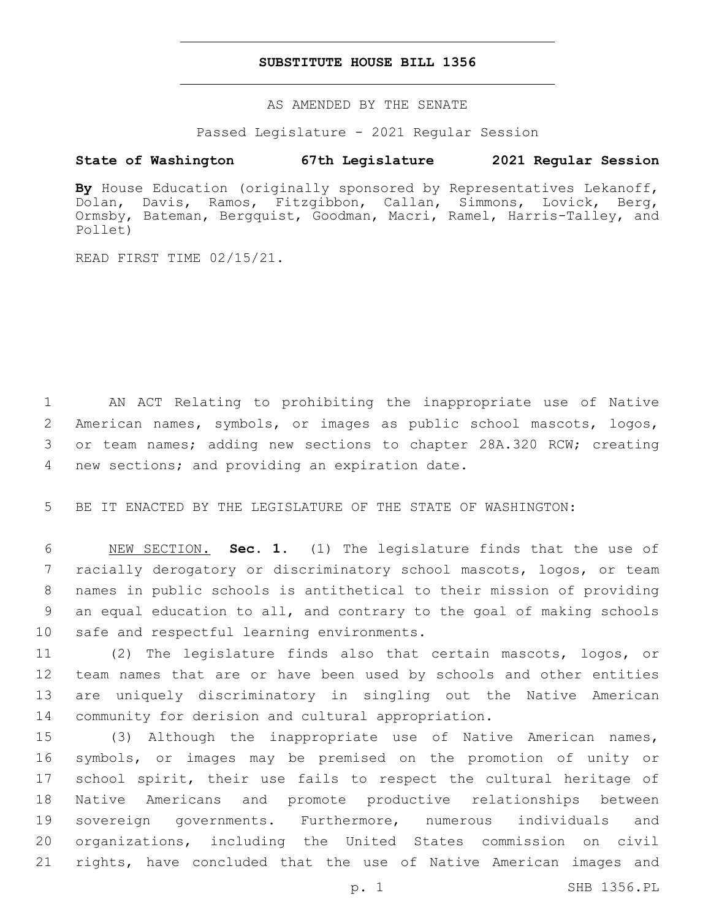# SUBSTITUTE HOUSE BILL 1356

AS AMENDED BY THE SENATE

Passed Legislature - 2021 Regular Session

**State of Washington 67th Legislature 2021 Regular Session**

**By** House Education (originally sponsored by Representatives Lekanoff, Dolan, Davis, Ramos, Fitzgibbon, Callan, Simmons, Lovick, Berg, Ormsby, Bateman, Bergquist, Goodman, Macri, Ramel, Harris-Talley, and Pollet)

READ FIRST TIME 02/15/21.

AN ACT Relating to prohibiting the inappropriate use of Native American names, symbols, or images as public school mascots, logos, or team names; adding new sections to chapter 28A.320 RCW; creating new sections; and providing an expiration date.

BE IT ENACTED BY THE LEGISLATURE OF THE STATE OF WASHINGTON:

NEW SECTION. **Sec. 1.** (1) The legislature finds that the use of racially derogatory or discriminatory school mascots, logos, or team names in public schools is antithetical to their mission of providing an equal education to all, and contrary to the goal of making schools safe and respectful learning environments.

(2) The legislature finds also that certain mascots, logos, or team names that are or have been used by schools and other entities are uniquely discriminatory in singling out the Native American community for derision and cultural appropriation.

(3) Although the inappropriate use of Native American names, symbols, or images may be premised on the promotion of unity or school spirit, their use fails to respect the cultural heritage of Native Americans and promote productive relationships between sovereign governments. Furthermore, numerous individuals and organizations, including the United States commission on civil rights, have concluded that the use of Native American images and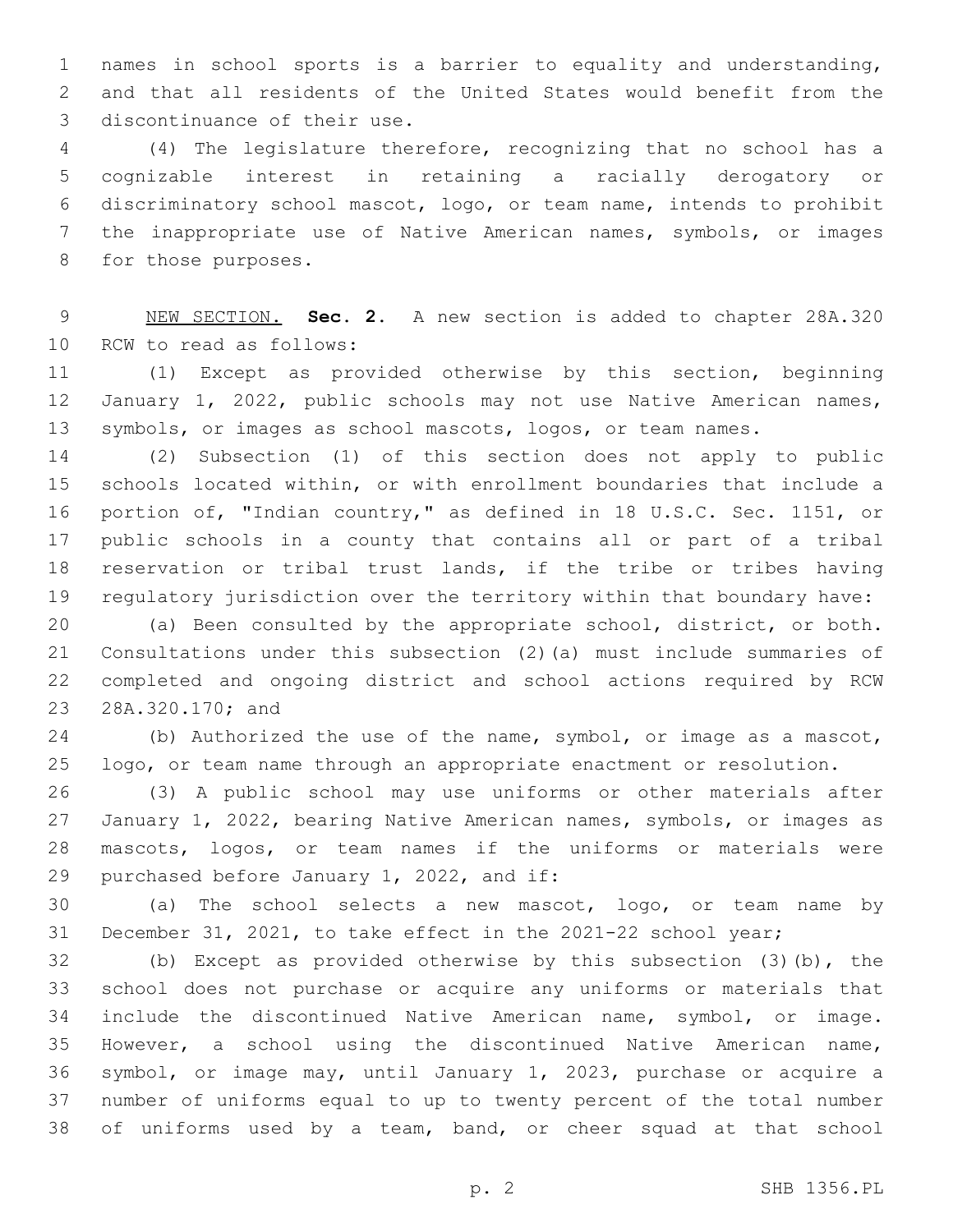names in school sports is a barrier to equality and understanding, and that all residents of the United States would benefit from the discontinuance of their use.

(4) The legislature therefore, recognizing that no school has a cognizable interest in retaining a racially derogatory or discriminatory school mascot, logo, or team name, intends to prohibit the inappropriate use of Native American names, symbols, or images for those purposes.

NEW SECTION. **Sec. 2.** A new section is added to chapter 28A.320 RCW to read as follows:

(1) Except as provided otherwise by this section, beginning January 1, 2022, public schools may not use Native American names, symbols, or images as school mascots, logos, or team names.

(2) Subsection (1) of this section does not apply to public schools located within, or with enrollment boundaries that include a portion of, "Indian country," as defined in 18 U.S.C. Sec. 1151, or public schools in a county that contains all or part of a tribal reservation or tribal trust lands, if the tribe or tribes having regulatory jurisdiction over the territory within that boundary have:

(a) Been consulted by the appropriate school, district, or both. Consultations under this subsection (2)(a) must include summaries of completed and ongoing district and school actions required by RCW 28A.320.170; and

(b) Authorized the use of the name, symbol, or image as a mascot, logo, or team name through an appropriate enactment or resolution.

(3) A public school may use uniforms or other materials after January 1, 2022, bearing Native American names, symbols, or images as mascots, logos, or team names if the uniforms or materials were purchased before January 1, 2022, and if:

(a) The school selects a new mascot, logo, or team name by December 31, 2021, to take effect in the 2021-22 school year;

(b) Except as provided otherwise by this subsection (3)(b), the school does not purchase or acquire any uniforms or materials that include the discontinued Native American name, symbol, or image. However, a school using the discontinued Native American name, symbol, or image may, until January 1, 2023, purchase or acquire a number of uniforms equal to up to twenty percent of the total number of uniforms used by a team, band, or cheer squad at that school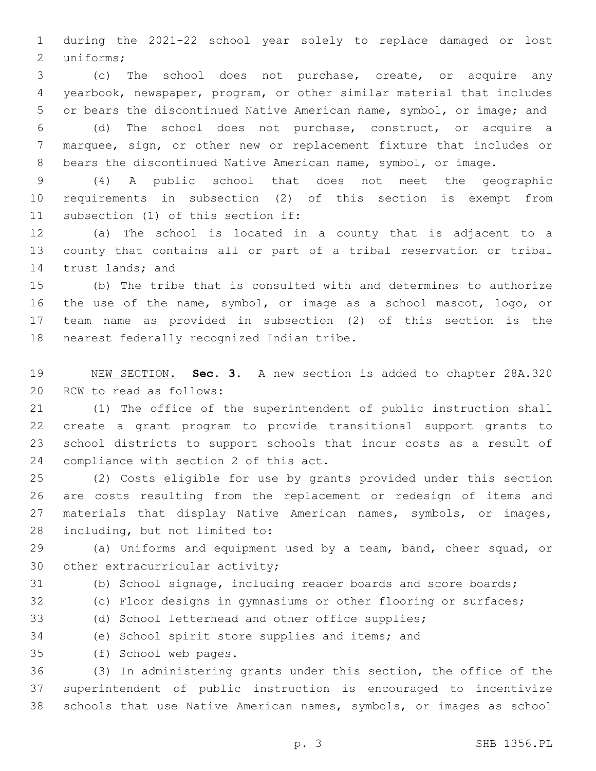during the 2021-22 school year solely to replace damaged or lost uniforms;

(c) The school does not purchase, create, or acquire any yearbook, newspaper, program, or other similar material that includes or bears the discontinued Native American name, symbol, or image; and

(d) The school does not purchase, construct, or acquire a marquee, sign, or other new or replacement fixture that includes or bears the discontinued Native American name, symbol, or image.

(4) A public school that does not meet the geographic requirements in subsection (2) of this section is exempt from subsection (1) of this section if:

(a) The school is located in a county that is adjacent to a county that contains all or part of a tribal reservation or tribal trust lands; and

(b) The tribe that is consulted with and determines to authorize the use of the name, symbol, or image as a school mascot, logo, or team name as provided in subsection (2) of this section is the nearest federally recognized Indian tribe.

NEW SECTION. **Sec. 3.** A new section is added to chapter 28A.320 RCW to read as follows:

(1) The office of the superintendent of public instruction shall create a grant program to provide transitional support grants to school districts to support schools that incur costs as a result of compliance with section 2 of this act.

(2) Costs eligible for use by grants provided under this section are costs resulting from the replacement or redesign of items and materials that display Native American names, symbols, or images, including, but not limited to:

(a) Uniforms and equipment used by a team, band, cheer squad, or other extracurricular activity;

(b) School signage, including reader boards and score boards;

(c) Floor designs in gymnasiums or other flooring or surfaces;

(d) School letterhead and other office supplies;

(e) School spirit store supplies and items; and

(f) School web pages.

(3) In administering grants under this section, the office of the superintendent of public instruction is encouraged to incentivize schools that use Native American names, symbols, or images as school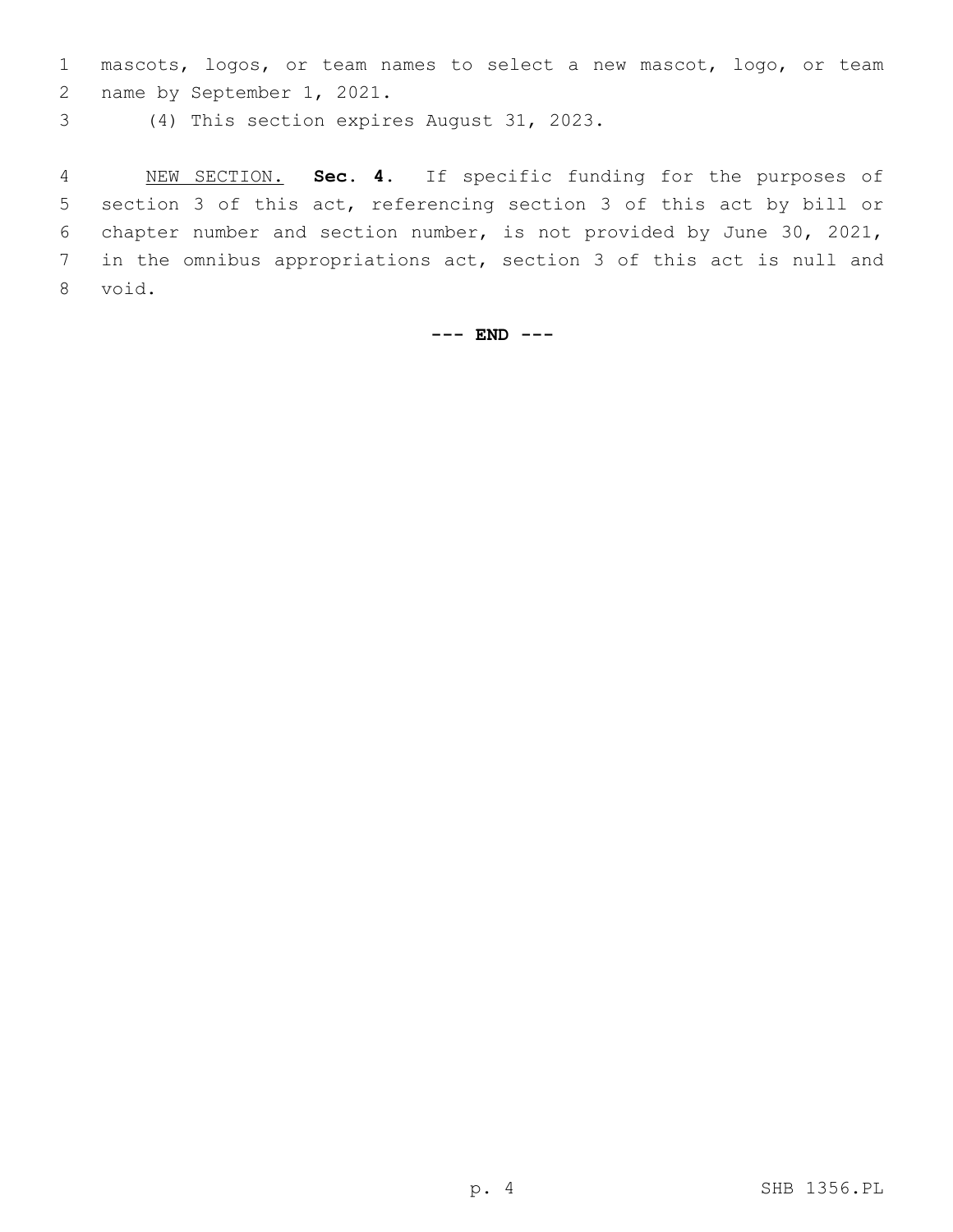mascots, logos, or team names to select a new mascot, logo, or team name by September 1, 2021.

(4) This section expires August 31, 2023.

NEW SECTION. **Sec. 4.** If specific funding for the purposes of section 3 of this act, referencing section 3 of this act by bill or chapter number and section number, is not provided by June 30, 2021, in the omnibus appropriations act, section 3 of this act is null and void.

**--- END ---**